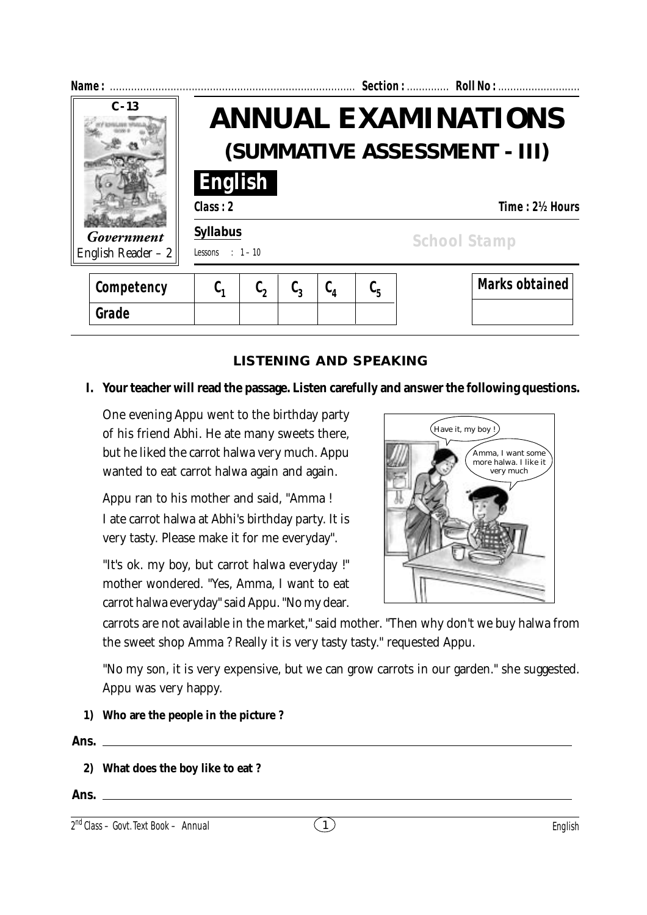Name : ................................................................................ Section : ............. Roll No : ...........................

C - 13

*Government* English Reader – 2

# ANNUAL EXAMINATIONS

## (SUMMATIVE ASSESSMENT - III)

**English**

Class : 2 — Time : 2½ Hours

**Syllabus**

Lessons : 1 – 10

School Stamp

| Competency | $C_1$ | $C_2$ | $C_3$ | $C_4$ | $C_5$ |
|---|---|---|---|---|---|
| Grade | | | | | |

| Marks obtained |
|---|
| |

### LISTENING AND SPEAKING

**I. Your teacher will read the passage. Listen carefully and answer the following questions.**

One evening Appu went to the birthday party of his friend Abhi. He ate many sweets there, but he liked the carrot halwa very much. Appu wanted to eat carrot halwa again and again.

Appu ran to his mother and said, "Amma ! I ate carrot halwa at Abhi's birthday party. It is very tasty. Please make it for me everyday".

"It's ok. my boy, but carrot halwa everyday !" mother wondered. "Yes, Amma, I want to eat carrot halwa everyday" said Appu. "No my dear. carrots are not available in the market," said mother. "Then why don't we buy halwa from the sweet shop Amma ? Really it is very tasty tasty." requested Appu.

"No my son, it is very expensive, but we can grow carrots in our garden." she suggested. Appu was very happy.

**1) Who are the people in the picture ?**

Ans. ______________________________________________

**2) What does the boy like to eat ?**

Ans. ______________________________________________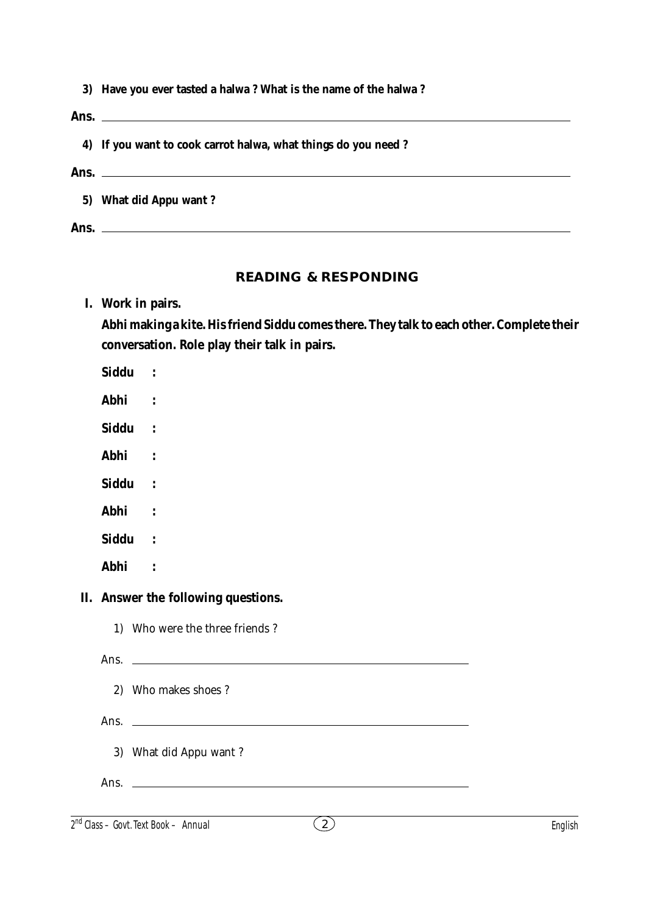**3) Have you ever tasted a halwa ? What is the name of the halwa ?**

**Ans.** \_\_\_\_\_\_\_\_\_\_\_\_\_\_\_\_\_\_\_\_\_\_\_\_\_\_\_\_\_\_\_\_\_\_\_\_\_\_\_\_

**4) If you want to cook carrot halwa, what things do you need ?**

**Ans.** \_\_\_\_\_\_\_\_\_\_\_\_\_\_\_\_\_\_\_\_\_\_\_\_\_\_\_\_\_\_\_\_\_\_\_\_\_\_\_\_

**5) What did Appu want ?**

**Ans.** \_\_\_\_\_\_\_\_\_\_\_\_\_\_\_\_\_\_\_\_\_\_\_\_\_\_\_\_\_\_\_\_\_\_\_\_\_\_\_\_

## READING & RESPONDING

**I. Work in pairs.**

**Abhi making a kite. His friend Siddu comes there. They talk to each other. Complete their conversation. Role play their talk in pairs.**

**Siddu :**

**Abhi :**

**Siddu :**

**Abhi :**

**Siddu :**

**Abhi :**

**Siddu :**

**Abhi :**

**II. Answer the following questions.**

1) Who were the three friends ?

Ans. \_\_\_\_\_\_\_\_\_\_\_\_\_\_\_\_\_\_\_\_\_\_\_\_\_\_\_\_\_\_\_\_

2) Who makes shoes ?

Ans. \_\_\_\_\_\_\_\_\_\_\_\_\_\_\_\_\_\_\_\_\_\_\_\_\_\_\_\_\_\_\_\_

3) What did Appu want ?

Ans. \_\_\_\_\_\_\_\_\_\_\_\_\_\_\_\_\_\_\_\_\_\_\_\_\_\_\_\_\_\_\_\_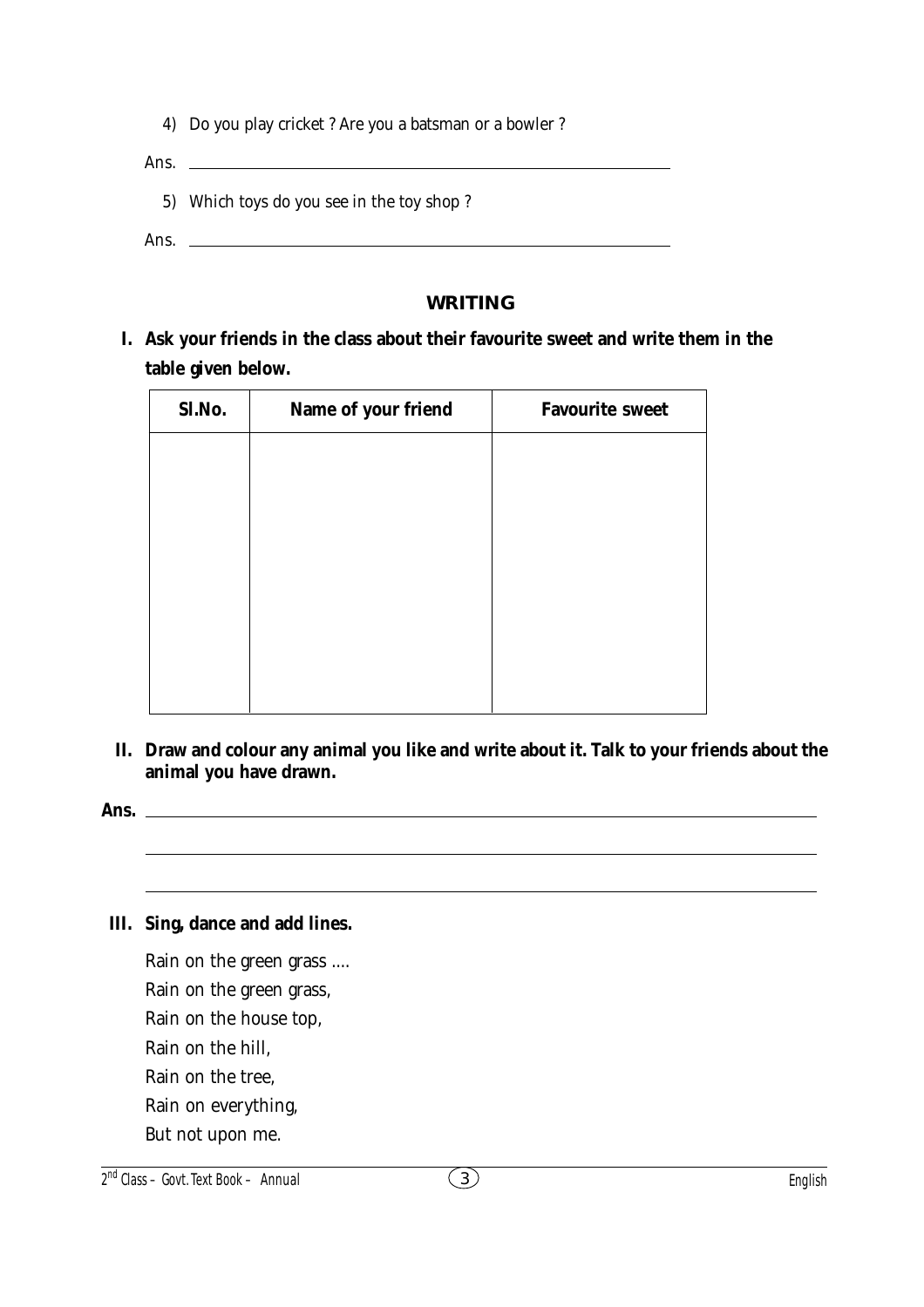4) Do you play cricket ? Are you a batsman or a bowler ?

Ans. ________________________________________________

5) Which toys do you see in the toy shop ?

Ans. ________________________________________________

## WRITING

**I. Ask your friends in the class about their favourite sweet and write them in the table given below.**

| Sl.No. | Name of your friend | Favourite sweet |
|---|---|---|
| | | |

**II. Draw and colour any animal you like and write about it. Talk to your friends about the animal you have drawn.**

**Ans.** ________________________________________________

________________________________________________

________________________________________________

**III. Sing, dance and add lines.**

Rain on the green grass ....  
Rain on the green grass,  
Rain on the house top,  
Rain on the hill,  
Rain on the tree,  
Rain on everything,  
But not upon me.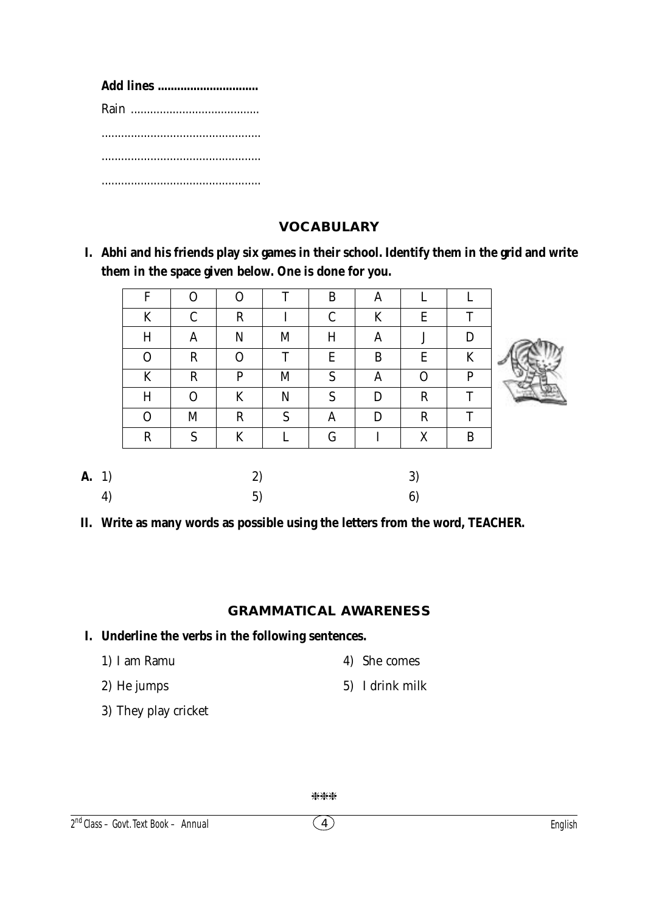**Add lines ..............................**

Rain .......................................

................................................

................................................

................................................

## VOCABULARY

**I. Abhi and his friends play six games in their school. Identify them in the grid and write them in the space given below. One is done for you.**

| | | | | | | | |
|---|---|---|---|---|---|---|---|
| F | O | O | T | B | A | L | L |
| K | C | R | I | C | K | E | T |
| H | A | N | M | H | A | J | D |
| O | R | O | T | E | B | E | K |
| K | R | P | M | S | A | O | P |
| H | O | K | N | S | D | R | T |
| O | M | R | S | A | D | R | T |
| R | S | K | L | G | I | X | B |

**A.** 1) &emsp; 2) &emsp; 3)

4) &emsp; 5) &emsp; 6)

**II. Write as many words as possible using the letters from the word, TEACHER.**

## GRAMMATICAL AWARENESS

**I. Underline the verbs in the following sentences.**

1) I am Ramu
2) He jumps
3) They play cricket
4) She comes
5) I drink milk

***